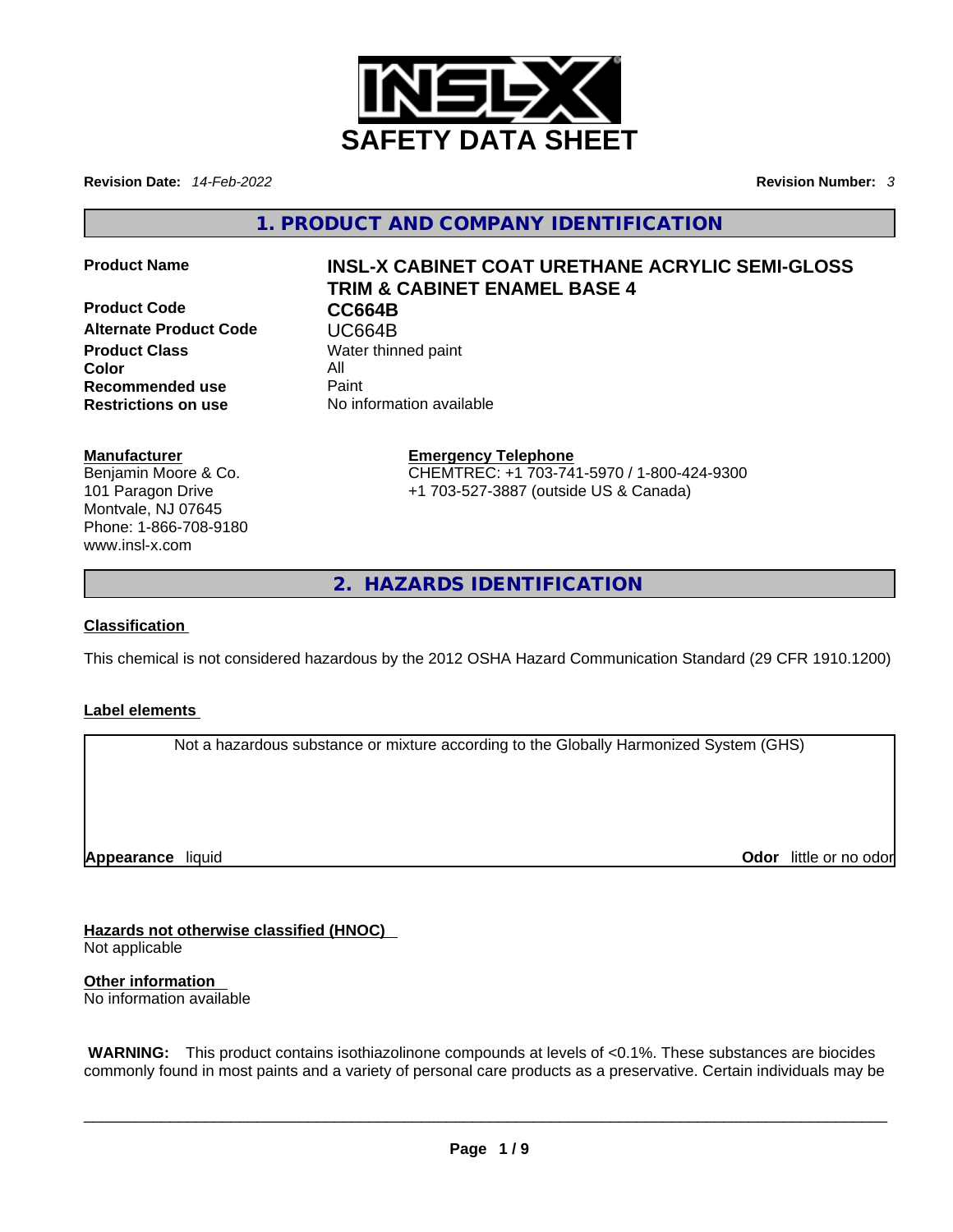# SAFETY DATA SHEET

**Revision Date:** *14-Feb-2022* **Revision Number:** *3*

## 1. PRODUCT AND COMPANY IDENTIFICATION

| | |
|---|---|
| **Product Name** | **INSL-X CABINET COAT URETHANE ACRYLIC SEMI-GLOSS TRIM & CABINET ENAMEL BASE 4** |
| **Product Code** | **CC664B** |
| **Alternate Product Code** | UC664B |
| **Product Class** | Water thinned paint |
| **Color** | All |
| **Recommended use** | Paint |
| **Restrictions on use** | No information available |

**Manufacturer**
Benjamin Moore & Co.
101 Paragon Drive
Montvale, NJ 07645
Phone: 1-866-708-9180
www.insl-x.com

**Emergency Telephone**
CHEMTREC: +1 703-741-5970 / 1-800-424-9300
+1 703-527-3887 (outside US & Canada)

## 2. HAZARDS IDENTIFICATION

**Classification**

This chemical is not considered hazardous by the 2012 OSHA Hazard Communication Standard (29 CFR 1910.1200)

**Label elements**

Not a hazardous substance or mixture according to the Globally Harmonized System (GHS)

**Appearance** liquid **Odor** little or no odor

**Hazards not otherwise classified (HNOC)**
Not applicable

**Other information**
No information available

**WARNING:** This product contains isothiazolinone compounds at levels of <0.1%. These substances are biocides commonly found in most paints and a variety of personal care products as a preservative. Certain individuals may be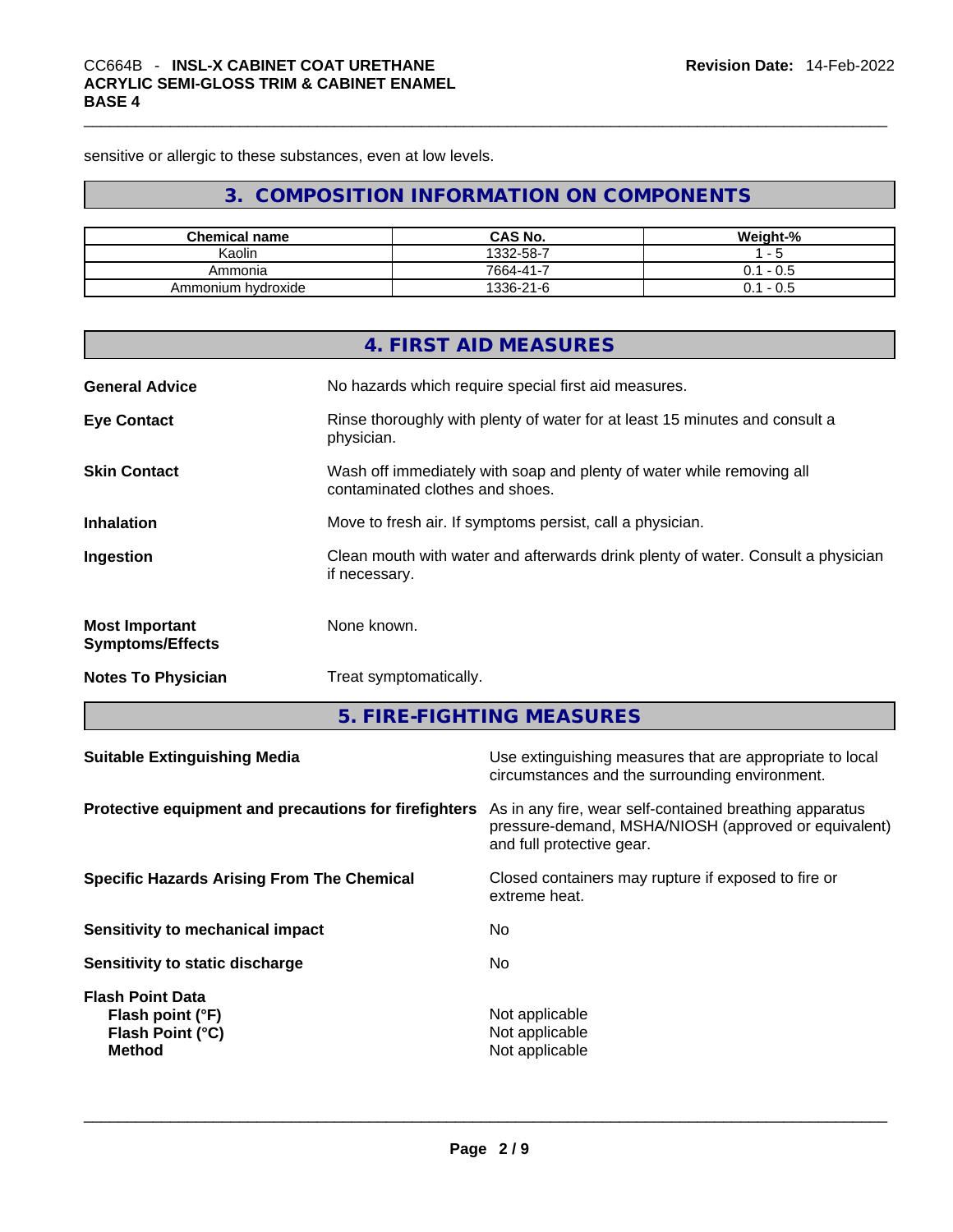sensitive or allergic to these substances, even at low levels.

## 3. COMPOSITION INFORMATION ON COMPONENTS

| Chemical name | CAS No. | Weight-% |
| --- | --- | --- |
| Kaolin | 1332-58-7 | 1 - 5 |
| Ammonia | 7664-41-7 | 0.1 - 0.5 |
| Ammonium hydroxide | 1336-21-6 | 0.1 - 0.5 |

## 4. FIRST AID MEASURES

**General Advice** No hazards which require special first aid measures.

**Eye Contact** Rinse thoroughly with plenty of water for at least 15 minutes and consult a physician.

**Skin Contact** Wash off immediately with soap and plenty of water while removing all contaminated clothes and shoes.

**Inhalation** Move to fresh air. If symptoms persist, call a physician.

**Ingestion** Clean mouth with water and afterwards drink plenty of water. Consult a physician if necessary.

**Most Important Symptoms/Effects** None known.

**Notes To Physician** Treat symptomatically.

## 5. FIRE-FIGHTING MEASURES

**Suitable Extinguishing Media** Use extinguishing measures that are appropriate to local circumstances and the surrounding environment.

**Protective equipment and precautions for firefighters** As in any fire, wear self-contained breathing apparatus pressure-demand, MSHA/NIOSH (approved or equivalent) and full protective gear.

**Specific Hazards Arising From The Chemical** Closed containers may rupture if exposed to fire or extreme heat.

**Sensitivity to mechanical impact** No

**Sensitivity to static discharge** No

**Flash Point Data**
- **Flash point (°F)** Not applicable
- **Flash Point (°C)** Not applicable
- **Method** Not applicable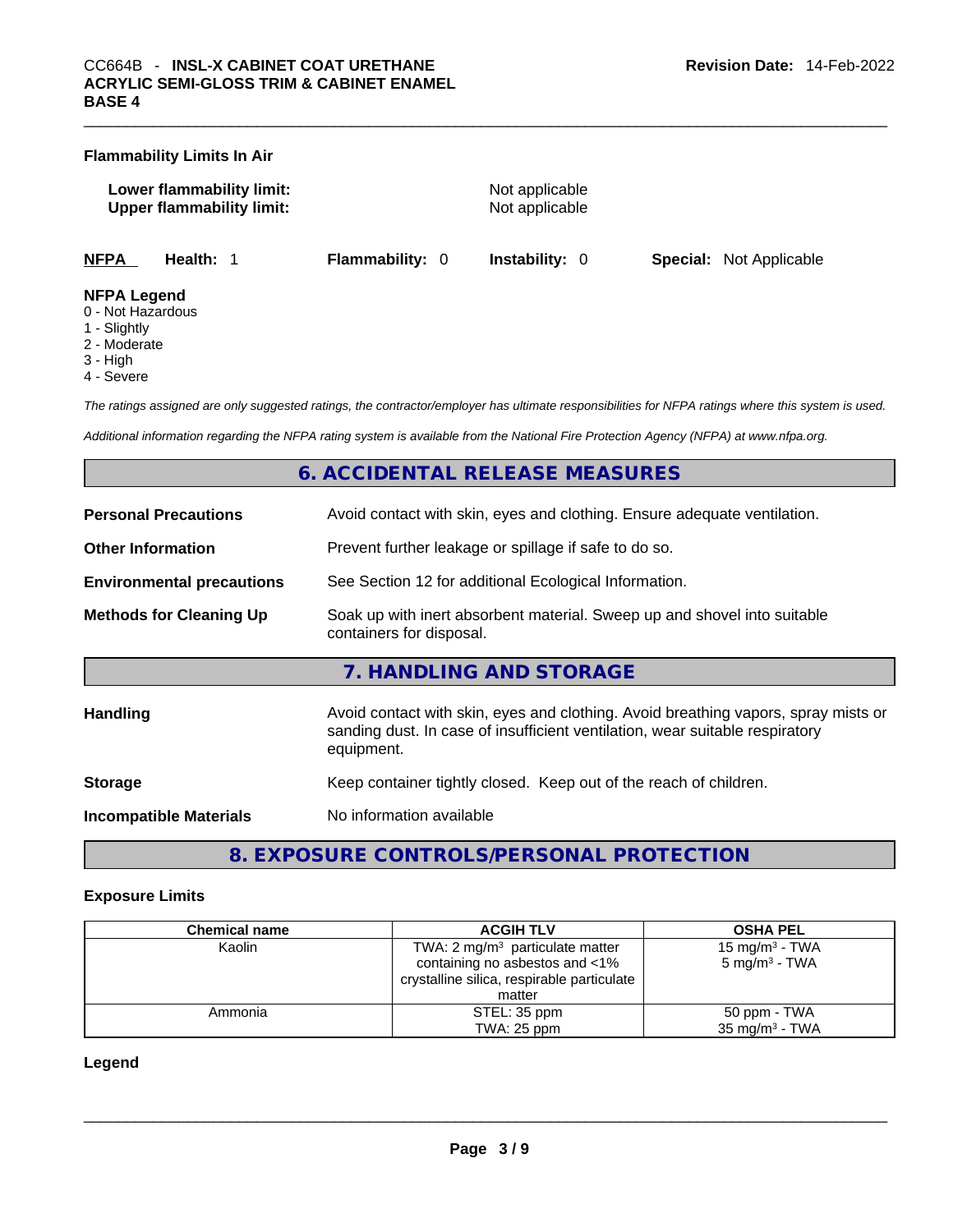### Flammability Limits In Air

| | |
|---|---|
| **Lower flammability limit:** | Not applicable |
| **Upper flammability limit:** | Not applicable |

**NFPA** **Health:** 1 **Flammability:** 0 **Instability:** 0 **Special:** Not Applicable

**NFPA Legend**
0 - Not Hazardous
1 - Slightly
2 - Moderate
3 - High
4 - Severe

*The ratings assigned are only suggested ratings, the contractor/employer has ultimate responsibilities for NFPA ratings where this system is used.*

*Additional information regarding the NFPA rating system is available from the National Fire Protection Agency (NFPA) at www.nfpa.org.*

## 6. ACCIDENTAL RELEASE MEASURES

| | |
|---|---|
| **Personal Precautions** | Avoid contact with skin, eyes and clothing. Ensure adequate ventilation. |
| **Other Information** | Prevent further leakage or spillage if safe to do so. |
| **Environmental precautions** | See Section 12 for additional Ecological Information. |
| **Methods for Cleaning Up** | Soak up with inert absorbent material. Sweep up and shovel into suitable containers for disposal. |

## 7. HANDLING AND STORAGE

| | |
|---|---|
| **Handling** | Avoid contact with skin, eyes and clothing. Avoid breathing vapors, spray mists or sanding dust. In case of insufficient ventilation, wear suitable respiratory equipment. |
| **Storage** | Keep container tightly closed. Keep out of the reach of children. |
| **Incompatible Materials** | No information available |

## 8. EXPOSURE CONTROLS/PERSONAL PROTECTION

### Exposure Limits

| Chemical name | ACGIH TLV | OSHA PEL |
|---|---|---|
| Kaolin | TWA: 2 mg/m³ particulate matter containing no asbestos and <1% crystalline silica, respirable particulate matter | 15 mg/m³ - TWA<br>5 mg/m³ - TWA |
| Ammonia | STEL: 35 ppm<br>TWA: 25 ppm | 50 ppm - TWA<br>35 mg/m³ - TWA |

### Legend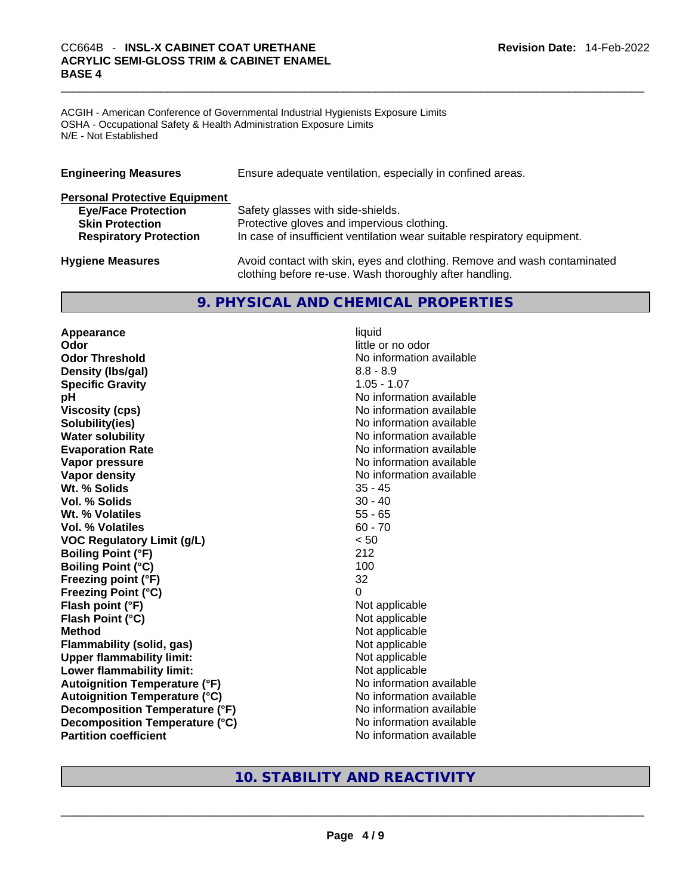ACGIH - American Conference of Governmental Industrial Hygienists Exposure Limits
OSHA - Occupational Safety & Health Administration Exposure Limits
N/E - Not Established

**Engineering Measures** Ensure adequate ventilation, especially in confined areas.

**Personal Protective Equipment**

| | |
|---|---|
| **Eye/Face Protection** | Safety glasses with side-shields. |
| **Skin Protection** | Protective gloves and impervious clothing. |
| **Respiratory Protection** | In case of insufficient ventilation wear suitable respiratory equipment. |

**Hygiene Measures** Avoid contact with skin, eyes and clothing. Remove and wash contaminated clothing before re-use. Wash thoroughly after handling.

## 9. PHYSICAL AND CHEMICAL PROPERTIES

| | |
|---|---|
| **Appearance** | liquid |
| **Odor** | little or no odor |
| **Odor Threshold** | No information available |
| **Density (lbs/gal)** | 8.8 - 8.9 |
| **Specific Gravity** | 1.05 - 1.07 |
| **pH** | No information available |
| **Viscosity (cps)** | No information available |
| **Solubility(ies)** | No information available |
| **Water solubility** | No information available |
| **Evaporation Rate** | No information available |
| **Vapor pressure** | No information available |
| **Vapor density** | No information available |
| **Wt. % Solids** | 35 - 45 |
| **Vol. % Solids** | 30 - 40 |
| **Wt. % Volatiles** | 55 - 65 |
| **Vol. % Volatiles** | 60 - 70 |
| **VOC Regulatory Limit (g/L)** | < 50 |
| **Boiling Point (°F)** | 212 |
| **Boiling Point (°C)** | 100 |
| **Freezing point (°F)** | 32 |
| **Freezing Point (°C)** | 0 |
| **Flash point (°F)** | Not applicable |
| **Flash Point (°C)** | Not applicable |
| **Method** | Not applicable |
| **Flammability (solid, gas)** | Not applicable |
| **Upper flammability limit:** | Not applicable |
| **Lower flammability limit:** | Not applicable |
| **Autoignition Temperature (°F)** | No information available |
| **Autoignition Temperature (°C)** | No information available |
| **Decomposition Temperature (°F)** | No information available |
| **Decomposition Temperature (°C)** | No information available |
| **Partition coefficient** | No information available |

## 10. STABILITY AND REACTIVITY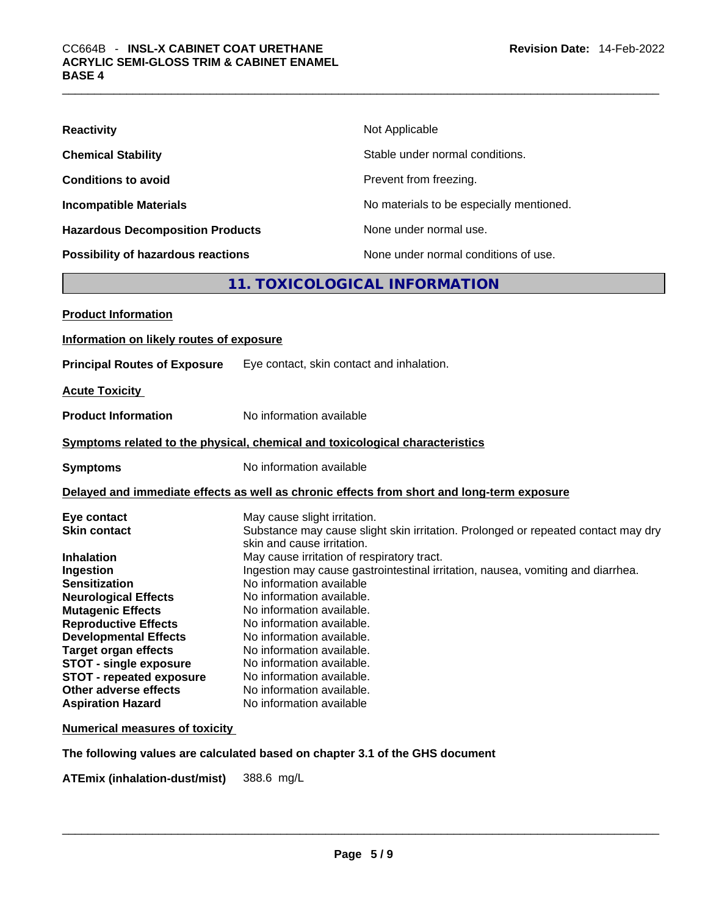| | |
|---|---|
| **Reactivity** | Not Applicable |
| **Chemical Stability** | Stable under normal conditions. |
| **Conditions to avoid** | Prevent from freezing. |
| **Incompatible Materials** | No materials to be especially mentioned. |
| **Hazardous Decomposition Products** | None under normal use. |
| **Possibility of hazardous reactions** | None under normal conditions of use. |

## 11. TOXICOLOGICAL INFORMATION

**Product Information**

**Information on likely routes of exposure**

**Principal Routes of Exposure** Eye contact, skin contact and inhalation.

**Acute Toxicity**

**Product Information** No information available

**Symptoms related to the physical, chemical and toxicological characteristics**

**Symptoms** No information available

**Delayed and immediate effects as well as chronic effects from short and long-term exposure**

| | |
|---|---|
| **Eye contact** | May cause slight irritation. |
| **Skin contact** | Substance may cause slight skin irritation. Prolonged or repeated contact may dry skin and cause irritation. |
| **Inhalation** | May cause irritation of respiratory tract. |
| **Ingestion** | Ingestion may cause gastrointestinal irritation, nausea, vomiting and diarrhea. |
| **Sensitization** | No information available |
| **Neurological Effects** | No information available. |
| **Mutagenic Effects** | No information available. |
| **Reproductive Effects** | No information available. |
| **Developmental Effects** | No information available. |
| **Target organ effects** | No information available. |
| **STOT - single exposure** | No information available. |
| **STOT - repeated exposure** | No information available. |
| **Other adverse effects** | No information available. |
| **Aspiration Hazard** | No information available |

**Numerical measures of toxicity**

**The following values are calculated based on chapter 3.1 of the GHS document**

**ATEmix (inhalation-dust/mist)** 388.6 mg/L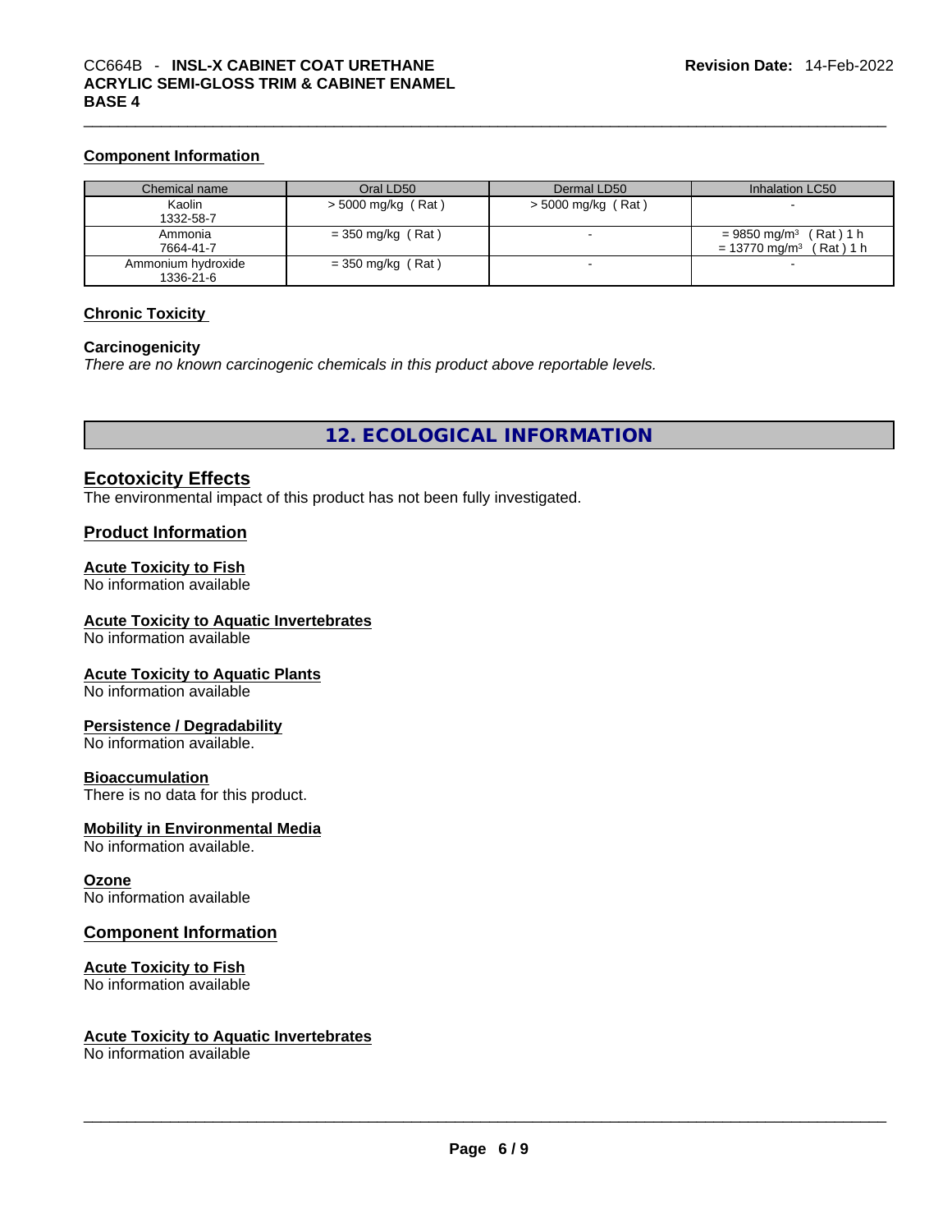### Component Information

| Chemical name | Oral LD50 | Dermal LD50 | Inhalation LC50 |
|---|---|---|---|
| Kaolin 1332-58-7 | > 5000 mg/kg ( Rat ) | > 5000 mg/kg ( Rat ) | - |
| Ammonia 7664-41-7 | = 350 mg/kg ( Rat ) | - | = 9850 mg/m³ ( Rat ) 1 h = 13770 mg/m³ ( Rat ) 1 h |
| Ammonium hydroxide 1336-21-6 | = 350 mg/kg ( Rat ) | - | - |

### Chronic Toxicity

**Carcinogenicity**

*There are no known carcinogenic chemicals in this product above reportable levels.*

## 12. ECOLOGICAL INFORMATION

### Ecotoxicity Effects

The environmental impact of this product has not been fully investigated.

### Product Information

**Acute Toxicity to Fish**

No information available

**Acute Toxicity to Aquatic Invertebrates**

No information available

**Acute Toxicity to Aquatic Plants**

No information available

**Persistence / Degradability**

No information available.

**Bioaccumulation**

There is no data for this product.

**Mobility in Environmental Media**

No information available.

**Ozone**

No information available

### Component Information

**Acute Toxicity to Fish**

No information available

**Acute Toxicity to Aquatic Invertebrates**

No information available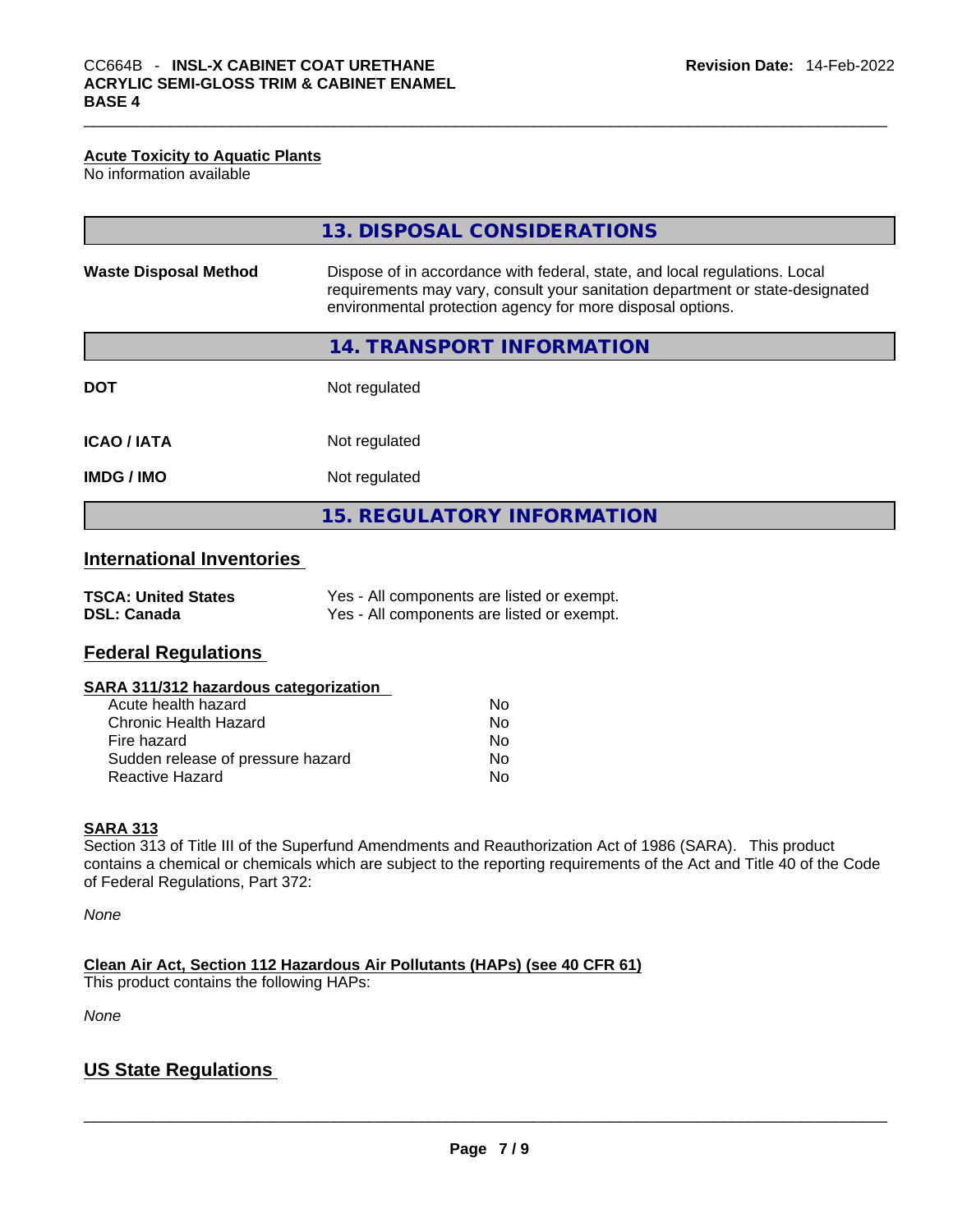### Acute Toxicity to Aquatic Plants

No information available

## 13. DISPOSAL CONSIDERATIONS

| | |
|---|---|
| **Waste Disposal Method** | Dispose of in accordance with federal, state, and local regulations. Local requirements may vary, consult your sanitation department or state-designated environmental protection agency for more disposal options. |

## 14. TRANSPORT INFORMATION

| | |
|---|---|
| **DOT** | Not regulated |
| **ICAO / IATA** | Not regulated |
| **IMDG / IMO** | Not regulated |

## 15. REGULATORY INFORMATION

### International Inventories

| | |
|---|---|
| **TSCA: United States** | Yes - All components are listed or exempt. |
| **DSL: Canada** | Yes - All components are listed or exempt. |

### Federal Regulations

**SARA 311/312 hazardous categorization**

| | |
|---|---|
| Acute health hazard | No |
| Chronic Health Hazard | No |
| Fire hazard | No |
| Sudden release of pressure hazard | No |
| Reactive Hazard | No |

**SARA 313**

Section 313 of Title III of the Superfund Amendments and Reauthorization Act of 1986 (SARA). This product contains a chemical or chemicals which are subject to the reporting requirements of the Act and Title 40 of the Code of Federal Regulations, Part 372:

*None*

**Clean Air Act, Section 112 Hazardous Air Pollutants (HAPs) (see 40 CFR 61)**

This product contains the following HAPs:

*None*

### US State Regulations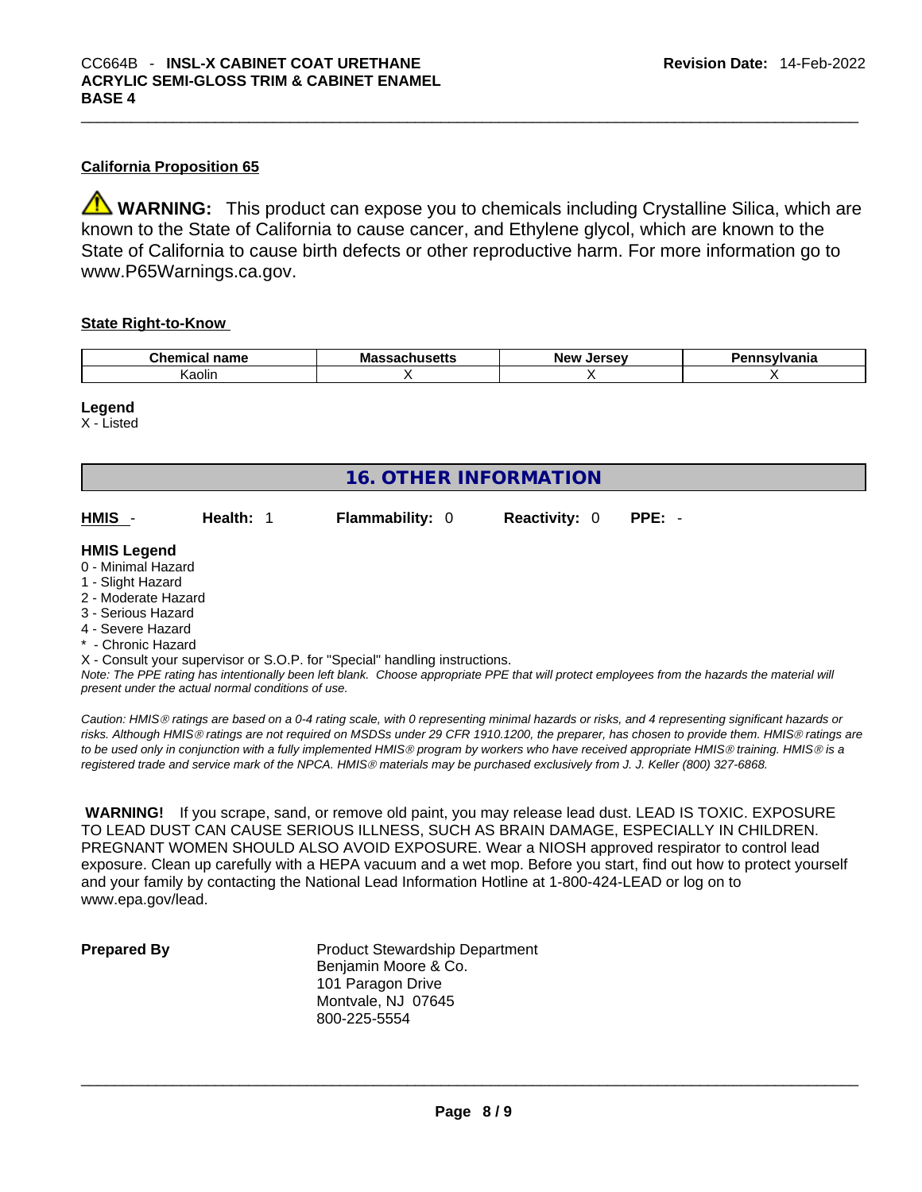**California Proposition 65**

⚠ **WARNING:** This product can expose you to chemicals including Crystalline Silica, which are known to the State of California to cause cancer, and Ethylene glycol, which are known to the State of California to cause birth defects or other reproductive harm. For more information go to www.P65Warnings.ca.gov.

**State Right-to-Know**

| Chemical name | Massachusetts | New Jersey | Pennsylvania |
|---|---|---|---|
| Kaolin | X | X | X |

**Legend**
X - Listed

## 16. OTHER INFORMATION

**HMIS** - **Health:** 1 **Flammability:** 0 **Reactivity:** 0 **PPE:** -

**HMIS Legend**
0 - Minimal Hazard
1 - Slight Hazard
2 - Moderate Hazard
3 - Serious Hazard
4 - Severe Hazard
* - Chronic Hazard
X - Consult your supervisor or S.O.P. for "Special" handling instructions.

*Note: The PPE rating has intentionally been left blank. Choose appropriate PPE that will protect employees from the hazards the material will present under the actual normal conditions of use.*

*Caution: HMIS® ratings are based on a 0-4 rating scale, with 0 representing minimal hazards or risks, and 4 representing significant hazards or risks. Although HMIS® ratings are not required on MSDSs under 29 CFR 1910.1200, the preparer, has chosen to provide them. HMIS® ratings are to be used only in conjunction with a fully implemented HMIS® program by workers who have received appropriate HMIS® training. HMIS® is a registered trade and service mark of the NPCA. HMIS® materials may be purchased exclusively from J. J. Keller (800) 327-6868.*

**WARNING!** If you scrape, sand, or remove old paint, you may release lead dust. LEAD IS TOXIC. EXPOSURE TO LEAD DUST CAN CAUSE SERIOUS ILLNESS, SUCH AS BRAIN DAMAGE, ESPECIALLY IN CHILDREN. PREGNANT WOMEN SHOULD ALSO AVOID EXPOSURE. Wear a NIOSH approved respirator to control lead exposure. Clean up carefully with a HEPA vacuum and a wet mop. Before you start, find out how to protect yourself and your family by contacting the National Lead Information Hotline at 1-800-424-LEAD or log on to www.epa.gov/lead.

**Prepared By**

Product Stewardship Department
Benjamin Moore & Co.
101 Paragon Drive
Montvale, NJ 07645
800-225-5554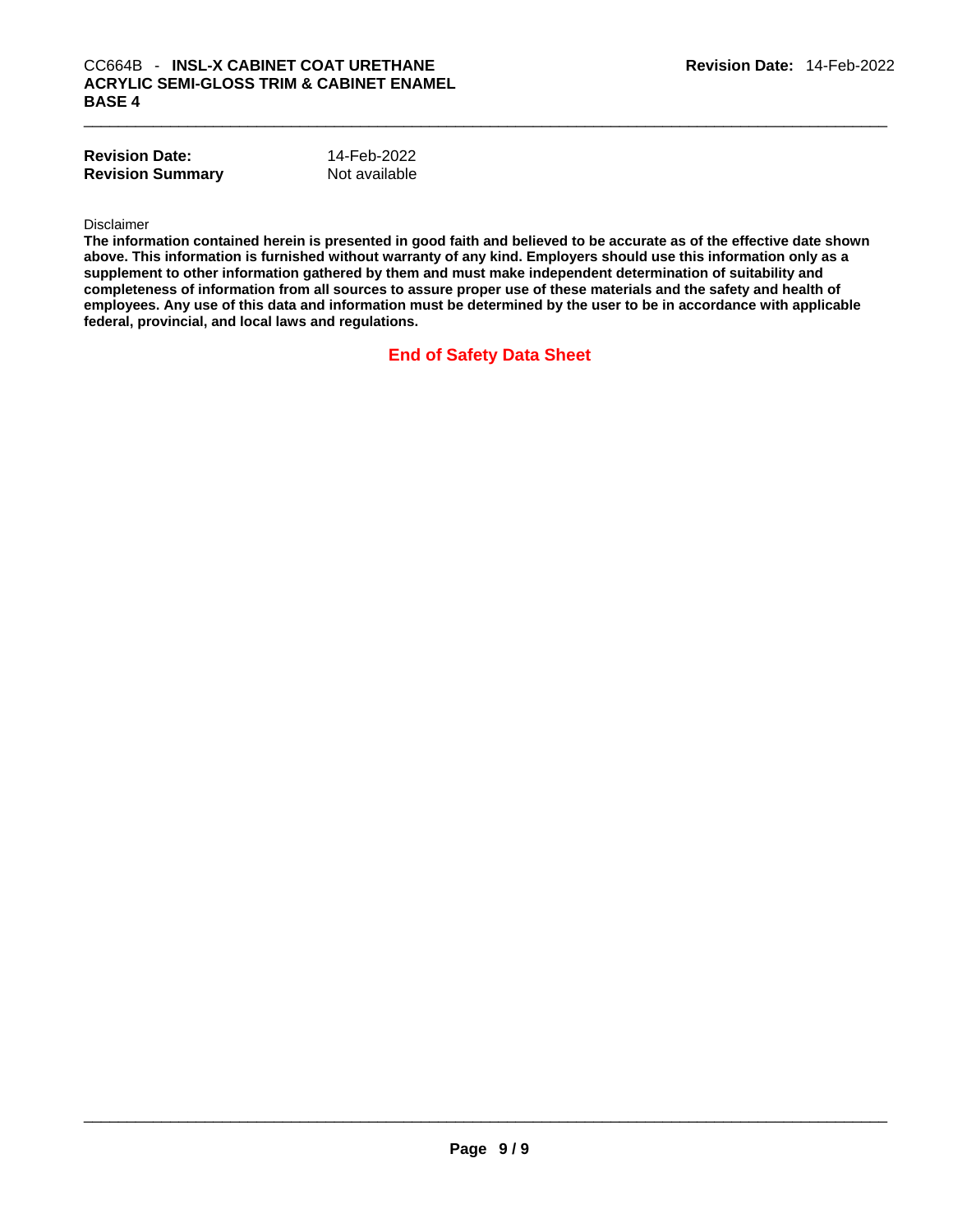| | |
|---|---|
| **Revision Date:** | 14-Feb-2022 |
| **Revision Summary** | Not available |

Disclaimer

**The information contained herein is presented in good faith and believed to be accurate as of the effective date shown above. This information is furnished without warranty of any kind. Employers should use this information only as a supplement to other information gathered by them and must make independent determination of suitability and completeness of information from all sources to assure proper use of these materials and the safety and health of employees. Any use of this data and information must be determined by the user to be in accordance with applicable federal, provincial, and local laws and regulations.**

**End of Safety Data Sheet**